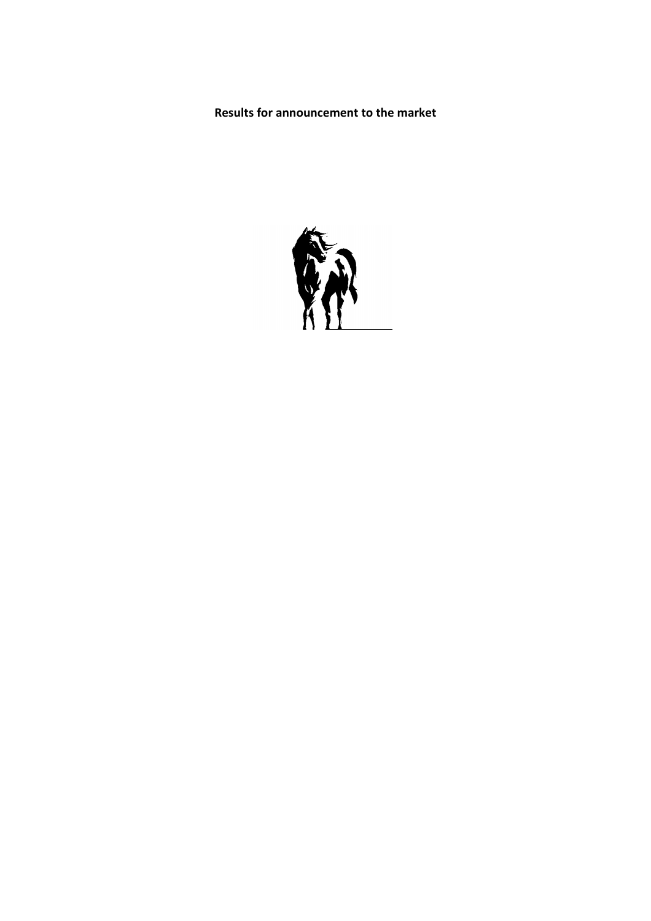**Results for announcement to the market**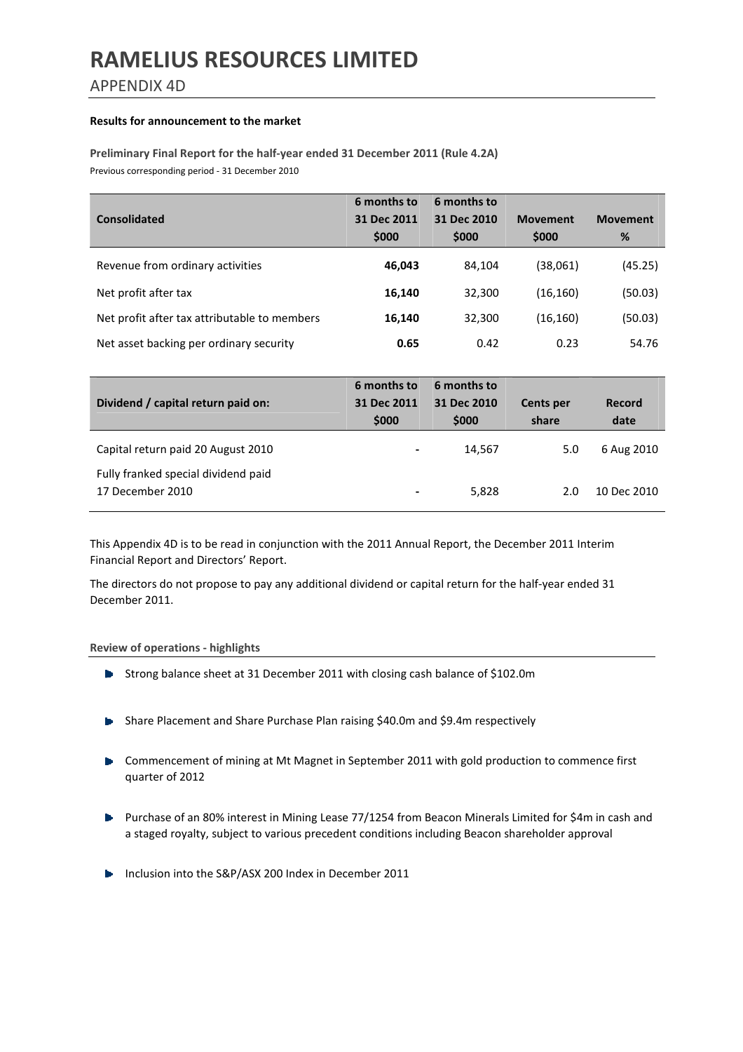# RAMELIUS RESOURCES LIMITED

## APPENDIX 4D

**Results for announcement to the market**

**Preliminary Final Report for the half-year ended 31 December 2011 (Rule 4.2A)**

Previous corresponding period - 31 December 2010

| Consolidated | 6 months to 31 Dec 2011 $000 | 6 months to 31 Dec 2010 $000 | Movement $000 | Movement % |
|---|---|---|---|---|
| Revenue from ordinary activities | **46,043** | 84,104 | (38,061) | (45.25) |
| Net profit after tax | **16,140** | 32,300 | (16,160) | (50.03) |
| Net profit after tax attributable to members | **16,140** | 32,300 | (16,160) | (50.03) |
| Net asset backing per ordinary security | **0.65** | 0.42 | 0.23 | 54.76 |

| Dividend / capital return paid on: | 6 months to 31 Dec 2011 $000 | 6 months to 31 Dec 2010 $000 | Cents per share | Record date |
|---|---|---|---|---|
| Capital return paid 20 August 2010 | - | 14,567 | 5.0 | 6 Aug 2010 |
| Fully franked special dividend paid 17 December 2010 | - | 5,828 | 2.0 | 10 Dec 2010 |

This Appendix 4D is to be read in conjunction with the 2011 Annual Report, the December 2011 Interim Financial Report and Directors' Report.

The directors do not propose to pay any additional dividend or capital return for the half-year ended 31 December 2011.

**Review of operations - highlights**

- Strong balance sheet at 31 December 2011 with closing cash balance of $102.0m
- Share Placement and Share Purchase Plan raising $40.0m and $9.4m respectively
- Commencement of mining at Mt Magnet in September 2011 with gold production to commence first quarter of 2012
- Purchase of an 80% interest in Mining Lease 77/1254 from Beacon Minerals Limited for $4m in cash and a staged royalty, subject to various precedent conditions including Beacon shareholder approval
- Inclusion into the S&P/ASX 200 Index in December 2011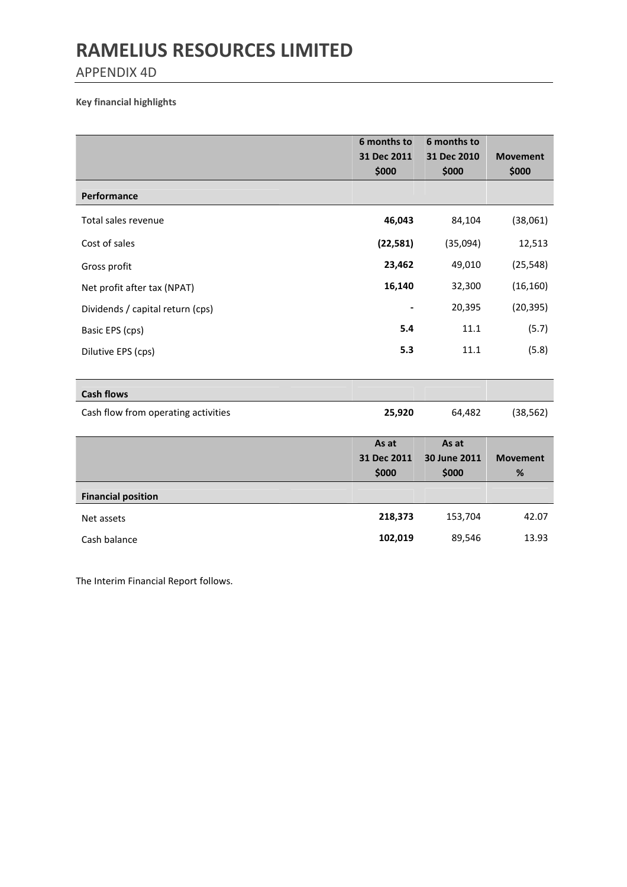# RAMELIUS RESOURCES LIMITED

## APPENDIX 4D

**Key financial highlights**

| | 6 months to 31 Dec 2011 $000 | 6 months to 31 Dec 2010 $000 | Movement $000 |
|---|---|---|---|
| **Performance** | | | |
| Total sales revenue | **46,043** | 84,104 | (38,061) |
| Cost of sales | **(22,581)** | (35,094) | 12,513 |
| Gross profit | **23,462** | 49,010 | (25,548) |
| Net profit after tax (NPAT) | **16,140** | 32,300 | (16,160) |
| Dividends / capital return (cps) | **-** | 20,395 | (20,395) |
| Basic EPS (cps) | **5.4** | 11.1 | (5.7) |
| Dilutive EPS (cps) | **5.3** | 11.1 | (5.8) |
| **Cash flows** | | | |
| Cash flow from operating activities | **25,920** | 64,482 | (38,562) |

| | As at 31 Dec 2011 $000 | As at 30 June 2011 $000 | Movement % |
|---|---|---|---|
| **Financial position** | | | |
| Net assets | **218,373** | 153,704 | 42.07 |
| Cash balance | **102,019** | 89,546 | 13.93 |

The Interim Financial Report follows.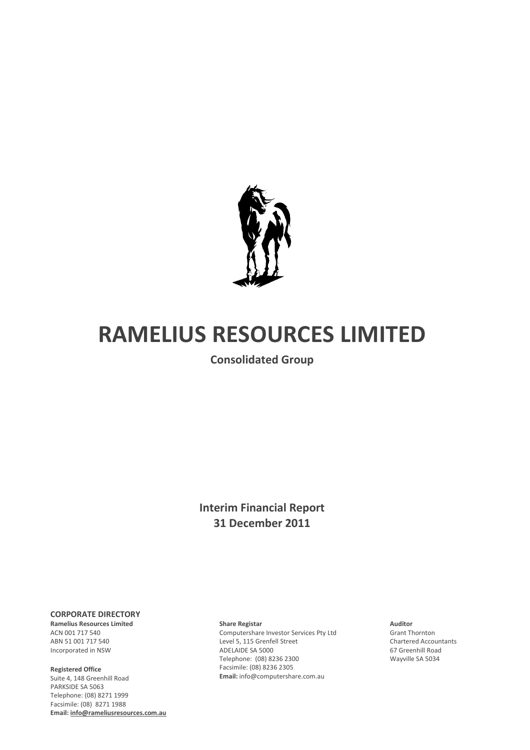# RAMELIUS RESOURCES LIMITED

**Consolidated Group**

**Interim Financial Report**
**31 December 2011**

**CORPORATE DIRECTORY**

**Ramelius Resources Limited**
ACN 001 717 540
ABN 51 001 717 540
Incorporated in NSW

**Registered Office**
Suite 4, 148 Greenhill Road
PARKSIDE SA 5063
Telephone: (08) 8271 1999
Facsimile: (08) 8271 1988
**Email: info@rameliusresources.com.au**

**Share Registar**
Computershare Investor Services Pty Ltd
Level 5, 115 Grenfell Street
ADELAIDE SA 5000
Telephone: (08) 8236 2300
Facsimile: (08) 8236 2305
**Email:** info@computershare.com.au

**Auditor**
Grant Thornton
Chartered Accountants
67 Greenhill Road
Wayville SA 5034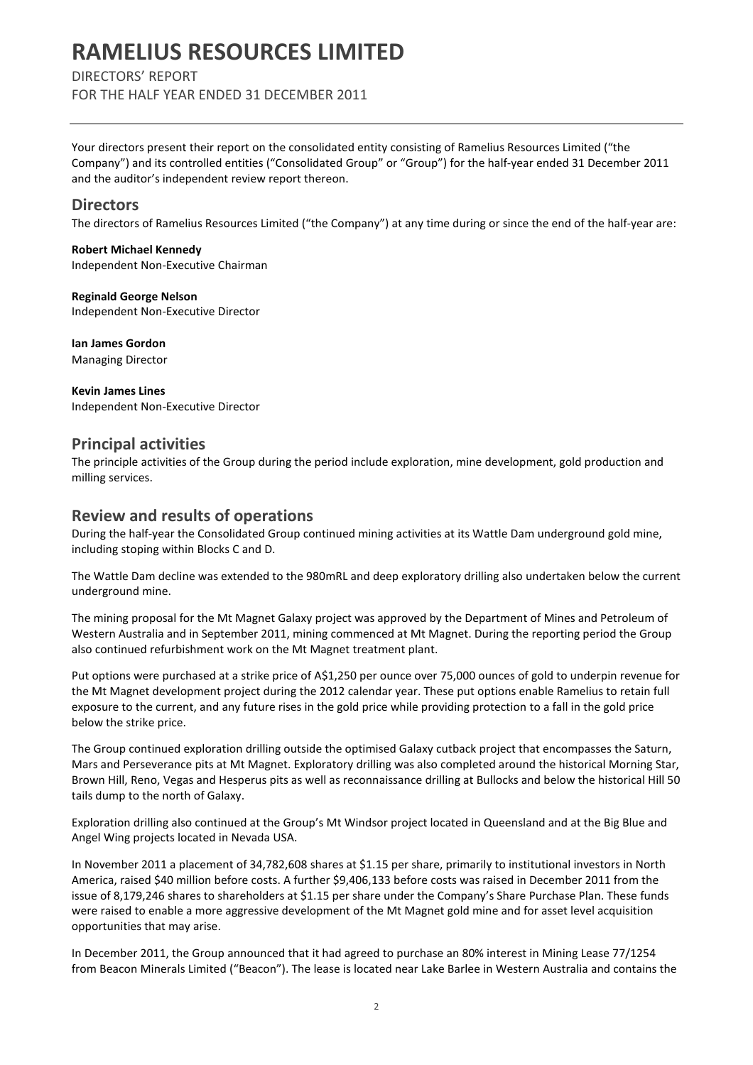# RAMELIUS RESOURCES LIMITED

DIRECTORS' REPORT
FOR THE HALF YEAR ENDED 31 DECEMBER 2011

Your directors present their report on the consolidated entity consisting of Ramelius Resources Limited ("the Company") and its controlled entities ("Consolidated Group" or "Group") for the half-year ended 31 December 2011 and the auditor's independent review report thereon.

## Directors

The directors of Ramelius Resources Limited ("the Company") at any time during or since the end of the half-year are:

**Robert Michael Kennedy**
Independent Non-Executive Chairman

**Reginald George Nelson**
Independent Non-Executive Director

**Ian James Gordon**
Managing Director

**Kevin James Lines**
Independent Non-Executive Director

## Principal activities

The principle activities of the Group during the period include exploration, mine development, gold production and milling services.

## Review and results of operations

During the half-year the Consolidated Group continued mining activities at its Wattle Dam underground gold mine, including stoping within Blocks C and D.

The Wattle Dam decline was extended to the 980mRL and deep exploratory drilling also undertaken below the current underground mine.

The mining proposal for the Mt Magnet Galaxy project was approved by the Department of Mines and Petroleum of Western Australia and in September 2011, mining commenced at Mt Magnet. During the reporting period the Group also continued refurbishment work on the Mt Magnet treatment plant.

Put options were purchased at a strike price of A$1,250 per ounce over 75,000 ounces of gold to underpin revenue for the Mt Magnet development project during the 2012 calendar year. These put options enable Ramelius to retain full exposure to the current, and any future rises in the gold price while providing protection to a fall in the gold price below the strike price.

The Group continued exploration drilling outside the optimised Galaxy cutback project that encompasses the Saturn, Mars and Perseverance pits at Mt Magnet. Exploratory drilling was also completed around the historical Morning Star, Brown Hill, Reno, Vegas and Hesperus pits as well as reconnaissance drilling at Bullocks and below the historical Hill 50 tails dump to the north of Galaxy.

Exploration drilling also continued at the Group's Mt Windsor project located in Queensland and at the Big Blue and Angel Wing projects located in Nevada USA.

In November 2011 a placement of 34,782,608 shares at $1.15 per share, primarily to institutional investors in North America, raised $40 million before costs. A further $9,406,133 before costs was raised in December 2011 from the issue of 8,179,246 shares to shareholders at $1.15 per share under the Company's Share Purchase Plan. These funds were raised to enable a more aggressive development of the Mt Magnet gold mine and for asset level acquisition opportunities that may arise.

In December 2011, the Group announced that it had agreed to purchase an 80% interest in Mining Lease 77/1254 from Beacon Minerals Limited ("Beacon"). The lease is located near Lake Barlee in Western Australia and contains the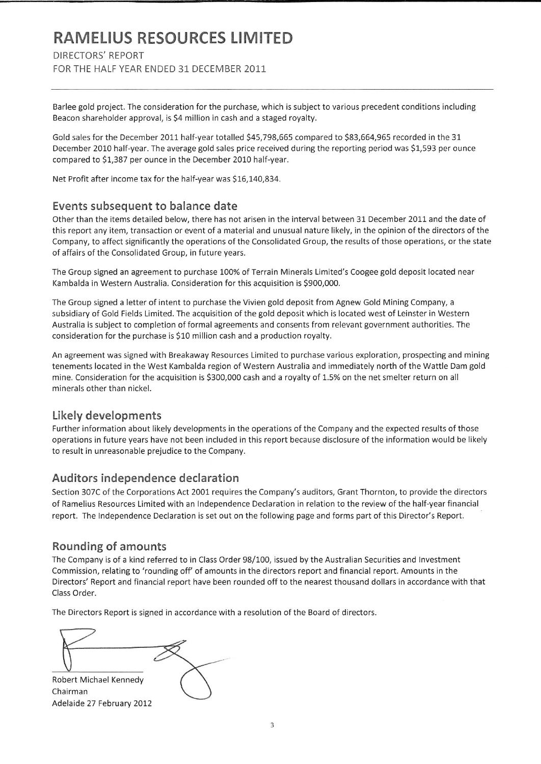Barlee gold project. The consideration for the purchase, which is subject to various precedent conditions including Beacon shareholder approval, is $4 million in cash and a staged royalty.

Gold sales for the December 2011 half-year totalled $45,798,665 compared to $83,664,965 recorded in the 31 December 2010 half-year. The average gold sales price received during the reporting period was $1,593 per ounce compared to $1,387 per ounce in the December 2010 half-year.

Net Profit after income tax for the half-year was $16,140,834.

## Events subsequent to balance date

Other than the items detailed below, there has not arisen in the interval between 31 December 2011 and the date of this report any item, transaction or event of a material and unusual nature likely, in the opinion of the directors of the Company, to affect significantly the operations of the Consolidated Group, the results of those operations, or the state of affairs of the Consolidated Group, in future years.

The Group signed an agreement to purchase 100% of Terrain Minerals Limited's Coogee gold deposit located near Kambalda in Western Australia. Consideration for this acquisition is $900,000.

The Group signed a letter of intent to purchase the Vivien gold deposit from Agnew Gold Mining Company, a subsidiary of Gold Fields Limited. The acquisition of the gold deposit which is located west of Leinster in Western Australia is subject to completion of formal agreements and consents from relevant government authorities. The consideration for the purchase is $10 million cash and a production royalty.

An agreement was signed with Breakaway Resources Limited to purchase various exploration, prospecting and mining tenements located in the West Kambalda region of Western Australia and immediately north of the Wattle Dam gold mine. Consideration for the acquisition is $300,000 cash and a royalty of 1.5% on the net smelter return on all minerals other than nickel.

## Likely developments

Further information about likely developments in the operations of the Company and the expected results of those operations in future years have not been included in this report because disclosure of the information would be likely to result in unreasonable prejudice to the Company.

## Auditors independence declaration

Section 307C of the Corporations Act 2001 requires the Company's auditors, Grant Thornton, to provide the directors of Ramelius Resources Limited with an Independence Declaration in relation to the review of the half-year financial report. The Independence Declaration is set out on the following page and forms part of this Director's Report.

## Rounding of amounts

The Company is of a kind referred to in Class Order 98/100, issued by the Australian Securities and Investment Commission, relating to 'rounding off' of amounts in the directors report and financial report. Amounts in the Directors' Report and financial report have been rounded off to the nearest thousand dollars in accordance with that Class Order.

The Directors Report is signed in accordance with a resolution of the Board of directors.

Robert Michael Kennedy
Chairman
Adelaide 27 February 2012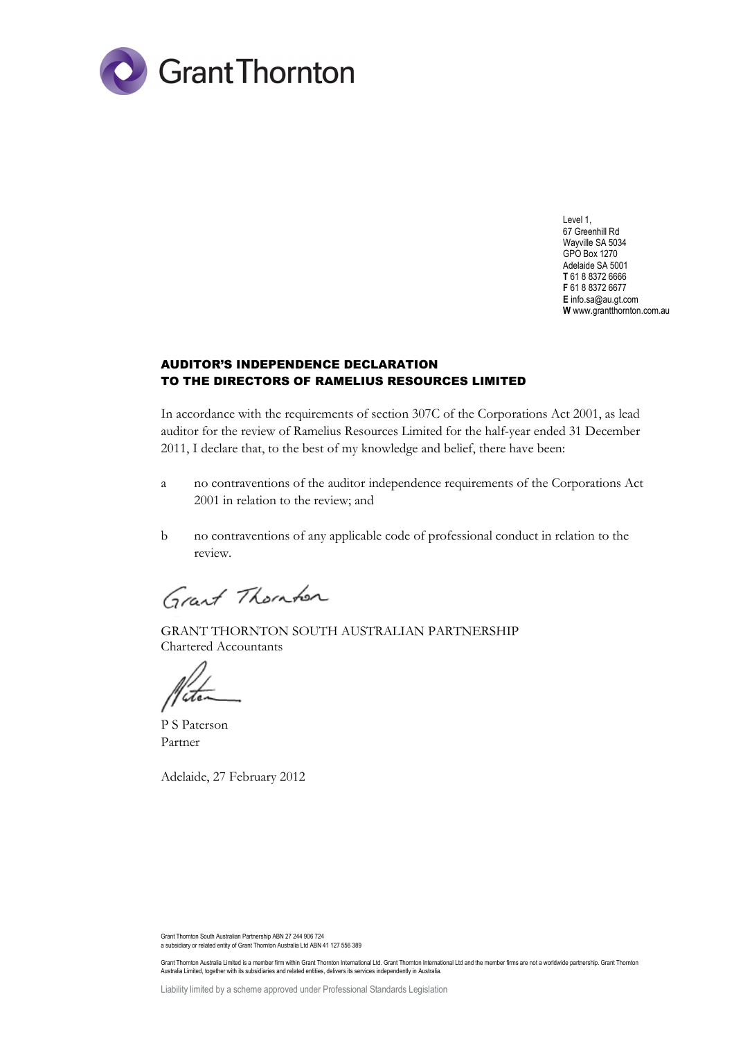Grant Thornton

Level 1,
67 Greenhill Rd
Wayville SA 5034
GPO Box 1270
Adelaide SA 5001
**T** 61 8 8372 6666
**F** 61 8 8372 6677
**E** info.sa@au.gt.com
**W** www.grantthornton.com.au

## AUDITOR'S INDEPENDENCE DECLARATION TO THE DIRECTORS OF RAMELIUS RESOURCES LIMITED

In accordance with the requirements of section 307C of the Corporations Act 2001, as lead auditor for the review of Ramelius Resources Limited for the half-year ended 31 December 2011, I declare that, to the best of my knowledge and belief, there have been:

a no contraventions of the auditor independence requirements of the Corporations Act 2001 in relation to the review; and

b no contraventions of any applicable code of professional conduct in relation to the review.

Grant Thornton

GRANT THORNTON SOUTH AUSTRALIAN PARTNERSHIP
Chartered Accountants

P S Paterson
Partner

Adelaide, 27 February 2012

Grant Thornton South Australian Partnership ABN 27 244 906 724
a subsidiary or related entity of Grant Thornton Australia Ltd ABN 41 127 556 389

Grant Thornton Australia Limited is a member firm within Grant Thornton International Ltd. Grant Thornton International Ltd and the member firms are not a worldwide partnership. Grant Thornton Australia Limited, together with its subsidiaries and related entities, delivers its services independently in Australia.

Liability limited by a scheme approved under Professional Standards Legislation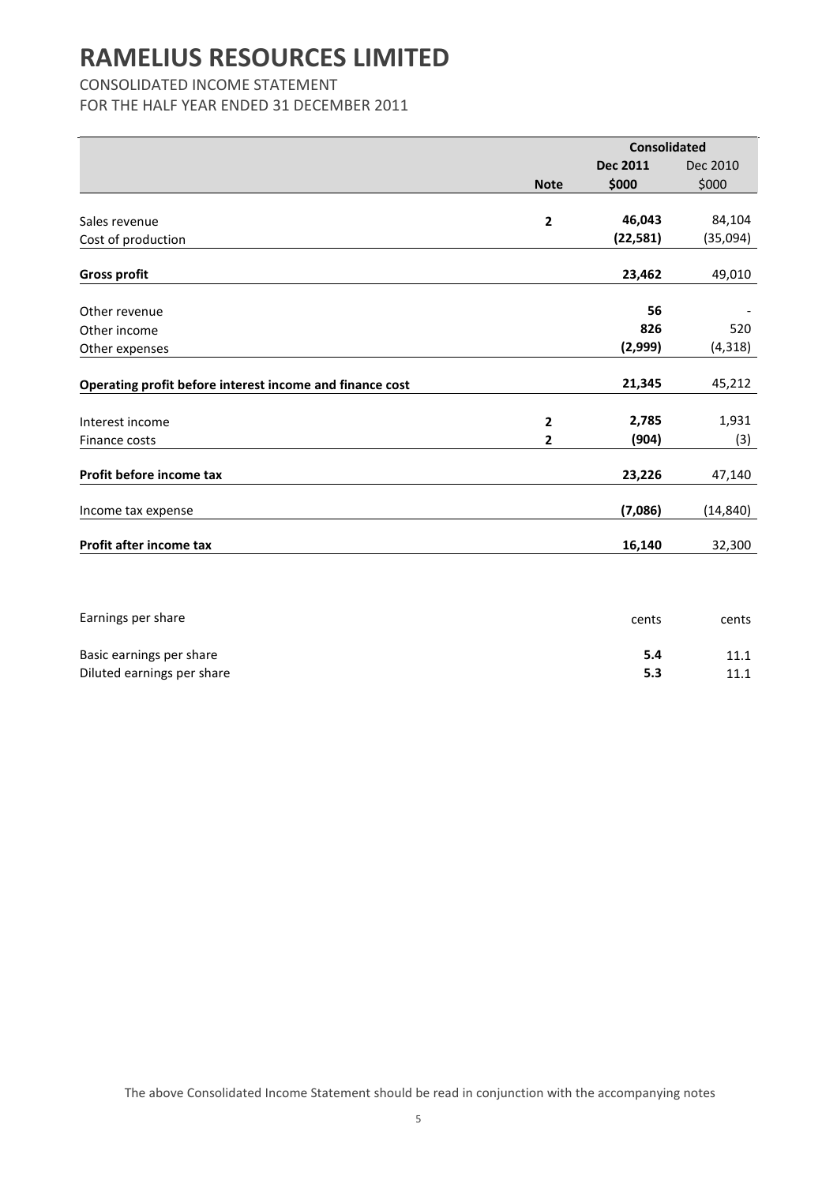# RAMELIUS RESOURCES LIMITED

CONSOLIDATED INCOME STATEMENT
FOR THE HALF YEAR ENDED 31 DECEMBER 2011

| | | Consolidated | |
|---|---|---|---|
| | | **Dec 2011** | Dec 2010 |
| | **Note** | **\$000** | \$000 |
| Sales revenue | **2** | **46,043** | 84,104 |
| Cost of production | | **(22,581)** | (35,094) |
| **Gross profit** | | **23,462** | 49,010 |
| Other revenue | | **56** | - |
| Other income | | **826** | 520 |
| Other expenses | | **(2,999)** | (4,318) |
| **Operating profit before interest income and finance cost** | | **21,345** | 45,212 |
| Interest income | **2** | **2,785** | 1,931 |
| Finance costs | **2** | **(904)** | (3) |
| **Profit before income tax** | | **23,226** | 47,140 |
| Income tax expense | | **(7,086)** | (14,840) |
| **Profit after income tax** | | **16,140** | 32,300 |

| | | |
|---|---|---|
| Earnings per share | cents | cents |
| Basic earnings per share | **5.4** | 11.1 |
| Diluted earnings per share | **5.3** | 11.1 |

The above Consolidated Income Statement should be read in conjunction with the accompanying notes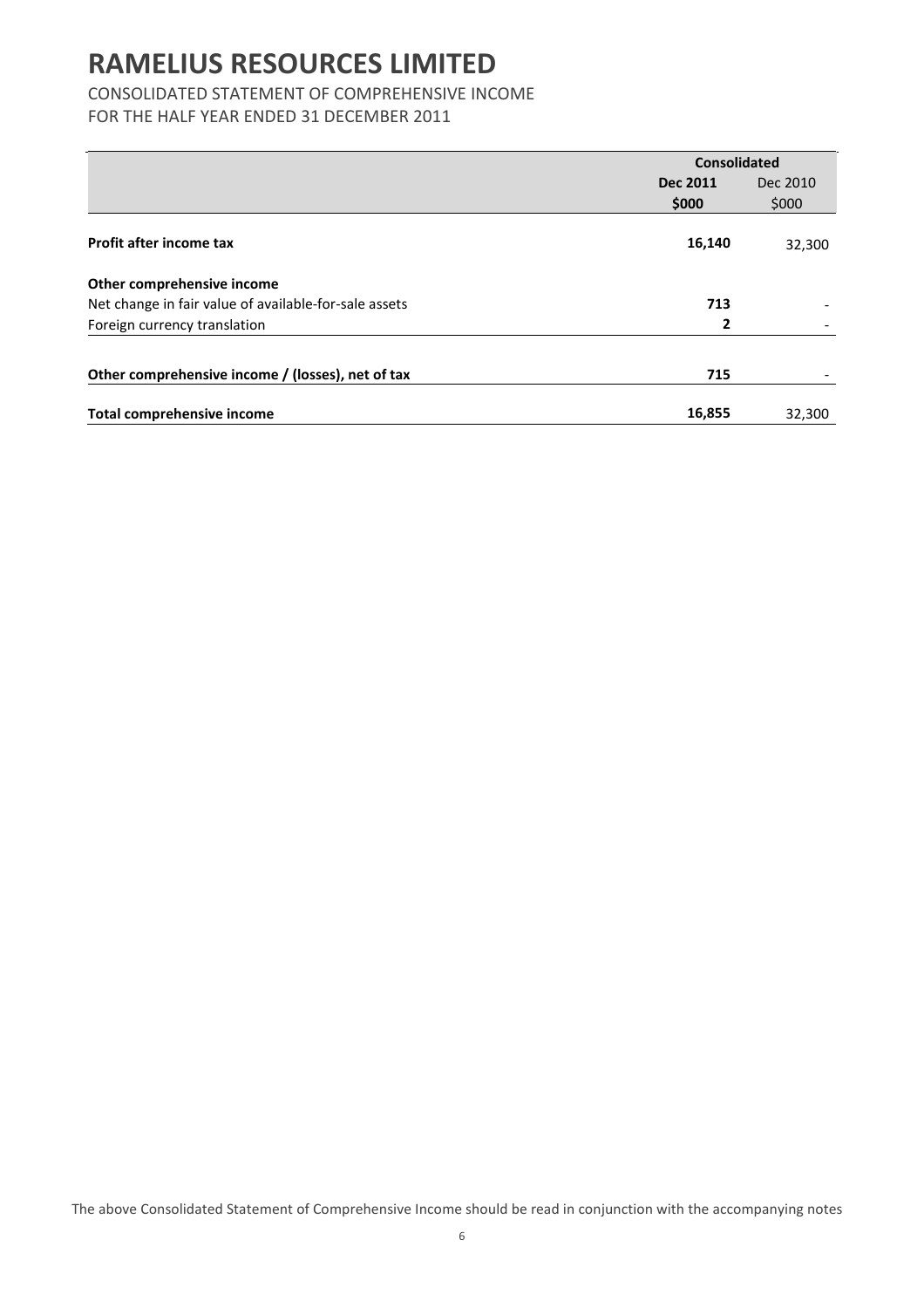# RAMELIUS RESOURCES LIMITED

CONSOLIDATED STATEMENT OF COMPREHENSIVE INCOME
FOR THE HALF YEAR ENDED 31 DECEMBER 2011

| | Consolidated | |
|---|---|---|
| | **Dec 2011** | Dec 2010 |
| | **$000** | $000 |
| **Profit after income tax** | **16,140** | 32,300 |
| **Other comprehensive income** | | |
| Net change in fair value of available-for-sale assets | **713** | - |
| Foreign currency translation | **2** | - |
| **Other comprehensive income / (losses), net of tax** | **715** | - |
| **Total comprehensive income** | **16,855** | 32,300 |

The above Consolidated Statement of Comprehensive Income should be read in conjunction with the accompanying notes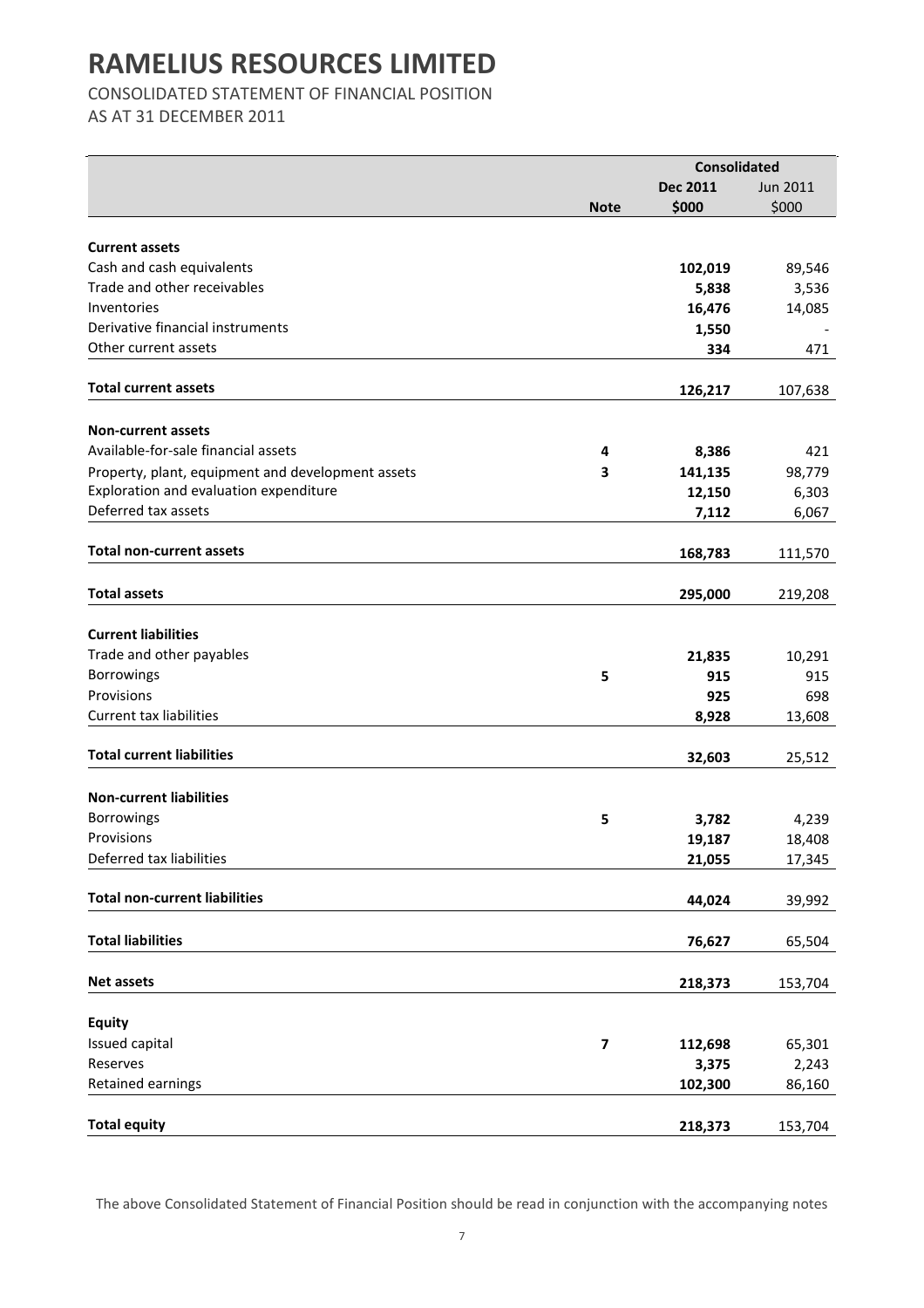# RAMELIUS RESOURCES LIMITED

CONSOLIDATED STATEMENT OF FINANCIAL POSITION
AS AT 31 DECEMBER 2011

| | | Consolidated | |
|---|---|---|---|
| | | **Dec 2011** | Jun 2011 |
| | **Note** | **\$000** | \$000 |
| **Current assets** | | | |
| Cash and cash equivalents | | **102,019** | 89,546 |
| Trade and other receivables | | **5,838** | 3,536 |
| Inventories | | **16,476** | 14,085 |
| Derivative financial instruments | | **1,550** | - |
| Other current assets | | **334** | 471 |
| **Total current assets** | | **126,217** | 107,638 |
| **Non-current assets** | | | |
| Available-for-sale financial assets | **4** | **8,386** | 421 |
| Property, plant, equipment and development assets | **3** | **141,135** | 98,779 |
| Exploration and evaluation expenditure | | **12,150** | 6,303 |
| Deferred tax assets | | **7,112** | 6,067 |
| **Total non-current assets** | | **168,783** | 111,570 |
| **Total assets** | | **295,000** | 219,208 |
| **Current liabilities** | | | |
| Trade and other payables | | **21,835** | 10,291 |
| Borrowings | **5** | **915** | 915 |
| Provisions | | **925** | 698 |
| Current tax liabilities | | **8,928** | 13,608 |
| **Total current liabilities** | | **32,603** | 25,512 |
| **Non-current liabilities** | | | |
| Borrowings | **5** | **3,782** | 4,239 |
| Provisions | | **19,187** | 18,408 |
| Deferred tax liabilities | | **21,055** | 17,345 |
| **Total non-current liabilities** | | **44,024** | 39,992 |
| **Total liabilities** | | **76,627** | 65,504 |
| **Net assets** | | **218,373** | 153,704 |
| **Equity** | | | |
| Issued capital | **7** | **112,698** | 65,301 |
| Reserves | | **3,375** | 2,243 |
| Retained earnings | | **102,300** | 86,160 |
| **Total equity** | | **218,373** | 153,704 |

The above Consolidated Statement of Financial Position should be read in conjunction with the accompanying notes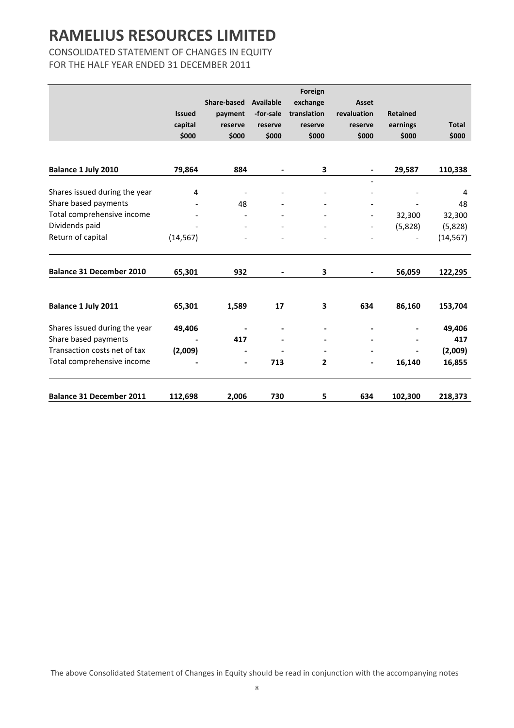# RAMELIUS RESOURCES LIMITED

CONSOLIDATED STATEMENT OF CHANGES IN EQUITY
FOR THE HALF YEAR ENDED 31 DECEMBER 2011

| | Issued capital $000 | Share-based payment reserve $000 | Available -for-sale reserve $000 | Foreign exchange translation reserve $000 | Asset revaluation reserve $000 | Retained earnings $000 | Total $000 |
|---|---|---|---|---|---|---|---|
| **Balance 1 July 2010** | **79,864** | **884** | **-** | **3** | **-** | **29,587** | **110,338** |
| Shares issued during the year | 4 | - | - | - | - | - | 4 |
| Share based payments | - | 48 | - | - | - | - | 48 |
| Total comprehensive income | - | - | - | - | - | 32,300 | 32,300 |
| Dividends paid | - | - | - | - | - | (5,828) | (5,828) |
| Return of capital | (14,567) | - | - | - | - | - | (14,567) |
| **Balance 31 December 2010** | **65,301** | **932** | **-** | **3** | **-** | **56,059** | **122,295** |
| **Balance 1 July 2011** | **65,301** | **1,589** | **17** | **3** | **634** | **86,160** | **153,704** |
| Shares issued during the year | **49,406** | **-** | **-** | **-** | **-** | **-** | **49,406** |
| Share based payments | **-** | **417** | **-** | **-** | **-** | **-** | **417** |
| Transaction costs net of tax | **(2,009)** | **-** | **-** | **-** | **-** | **-** | **(2,009)** |
| Total comprehensive income | **-** | **-** | **713** | **2** | **-** | **16,140** | **16,855** |
| **Balance 31 December 2011** | **112,698** | **2,006** | **730** | **5** | **634** | **102,300** | **218,373** |

The above Consolidated Statement of Changes in Equity should be read in conjunction with the accompanying notes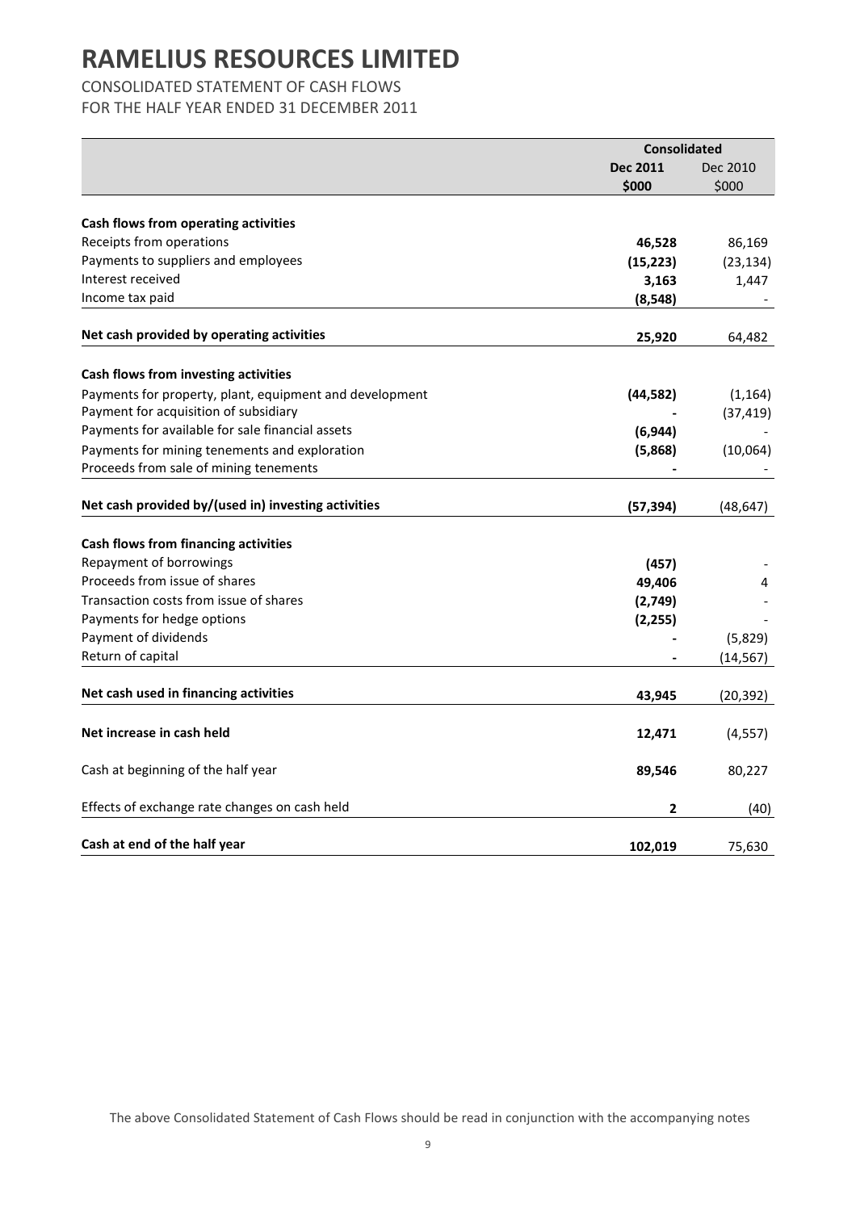# RAMELIUS RESOURCES LIMITED

CONSOLIDATED STATEMENT OF CASH FLOWS
FOR THE HALF YEAR ENDED 31 DECEMBER 2011

| | Consolidated | |
|---|---|---|
| | **Dec 2011** | Dec 2010 |
| | **$000** | $000 |
| **Cash flows from operating activities** | | |
| Receipts from operations | **46,528** | 86,169 |
| Payments to suppliers and employees | **(15,223)** | (23,134) |
| Interest received | **3,163** | 1,447 |
| Income tax paid | **(8,548)** | - |
| **Net cash provided by operating activities** | **25,920** | 64,482 |
| **Cash flows from investing activities** | | |
| Payments for property, plant, equipment and development | **(44,582)** | (1,164) |
| Payment for acquisition of subsidiary | **-** | (37,419) |
| Payments for available for sale financial assets | **(6,944)** | - |
| Payments for mining tenements and exploration | **(5,868)** | (10,064) |
| Proceeds from sale of mining tenements | **-** | - |
| **Net cash provided by/(used in) investing activities** | **(57,394)** | (48,647) |
| **Cash flows from financing activities** | | |
| Repayment of borrowings | **(457)** | - |
| Proceeds from issue of shares | **49,406** | 4 |
| Transaction costs from issue of shares | **(2,749)** | - |
| Payments for hedge options | **(2,255)** | - |
| Payment of dividends | **-** | (5,829) |
| Return of capital | **-** | (14,567) |
| **Net cash used in financing activities** | **43,945** | (20,392) |
| **Net increase in cash held** | **12,471** | (4,557) |
| Cash at beginning of the half year | **89,546** | 80,227 |
| Effects of exchange rate changes on cash held | **2** | (40) |
| **Cash at end of the half year** | **102,019** | 75,630 |

The above Consolidated Statement of Cash Flows should be read in conjunction with the accompanying notes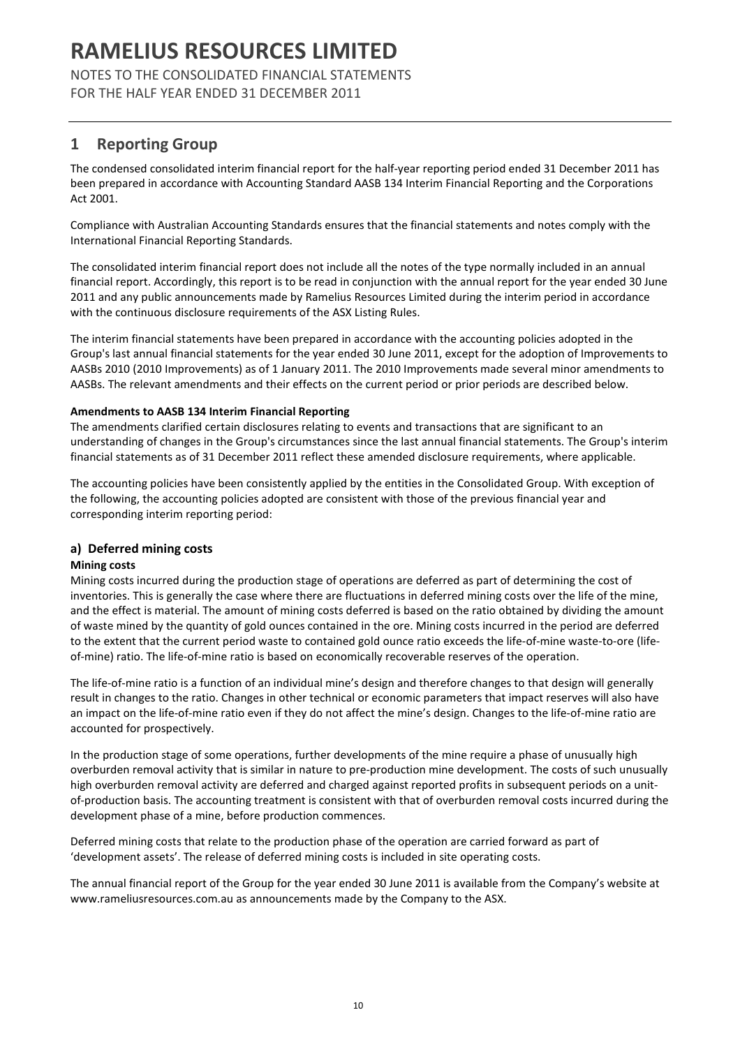# RAMELIUS RESOURCES LIMITED

NOTES TO THE CONSOLIDATED FINANCIAL STATEMENTS
FOR THE HALF YEAR ENDED 31 DECEMBER 2011

## 1 Reporting Group

The condensed consolidated interim financial report for the half-year reporting period ended 31 December 2011 has been prepared in accordance with Accounting Standard AASB 134 Interim Financial Reporting and the Corporations Act 2001.

Compliance with Australian Accounting Standards ensures that the financial statements and notes comply with the International Financial Reporting Standards.

The consolidated interim financial report does not include all the notes of the type normally included in an annual financial report. Accordingly, this report is to be read in conjunction with the annual report for the year ended 30 June 2011 and any public announcements made by Ramelius Resources Limited during the interim period in accordance with the continuous disclosure requirements of the ASX Listing Rules.

The interim financial statements have been prepared in accordance with the accounting policies adopted in the Group's last annual financial statements for the year ended 30 June 2011, except for the adoption of Improvements to AASBs 2010 (2010 Improvements) as of 1 January 2011. The 2010 Improvements made several minor amendments to AASBs. The relevant amendments and their effects on the current period or prior periods are described below.

**Amendments to AASB 134 Interim Financial Reporting**
The amendments clarified certain disclosures relating to events and transactions that are significant to an understanding of changes in the Group's circumstances since the last annual financial statements. The Group's interim financial statements as of 31 December 2011 reflect these amended disclosure requirements, where applicable.

The accounting policies have been consistently applied by the entities in the Consolidated Group. With exception of the following, the accounting policies adopted are consistent with those of the previous financial year and corresponding interim reporting period:

### a) Deferred mining costs

**Mining costs**
Mining costs incurred during the production stage of operations are deferred as part of determining the cost of inventories. This is generally the case where there are fluctuations in deferred mining costs over the life of the mine, and the effect is material. The amount of mining costs deferred is based on the ratio obtained by dividing the amount of waste mined by the quantity of gold ounces contained in the ore. Mining costs incurred in the period are deferred to the extent that the current period waste to contained gold ounce ratio exceeds the life-of-mine waste-to-ore (life-of-mine) ratio. The life-of-mine ratio is based on economically recoverable reserves of the operation.

The life-of-mine ratio is a function of an individual mine's design and therefore changes to that design will generally result in changes to the ratio. Changes in other technical or economic parameters that impact reserves will also have an impact on the life-of-mine ratio even if they do not affect the mine's design. Changes to the life-of-mine ratio are accounted for prospectively.

In the production stage of some operations, further developments of the mine require a phase of unusually high overburden removal activity that is similar in nature to pre-production mine development. The costs of such unusually high overburden removal activity are deferred and charged against reported profits in subsequent periods on a unit-of-production basis. The accounting treatment is consistent with that of overburden removal costs incurred during the development phase of a mine, before production commences.

Deferred mining costs that relate to the production phase of the operation are carried forward as part of 'development assets'. The release of deferred mining costs is included in site operating costs.

The annual financial report of the Group for the year ended 30 June 2011 is available from the Company's website at www.rameliusresources.com.au as announcements made by the Company to the ASX.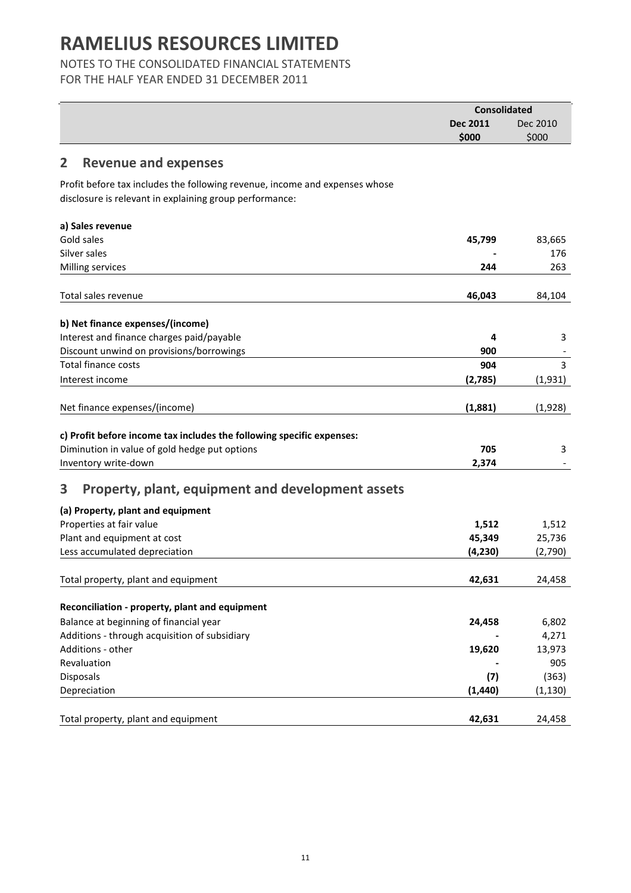# RAMELIUS RESOURCES LIMITED

NOTES TO THE CONSOLIDATED FINANCIAL STATEMENTS
FOR THE HALF YEAR ENDED 31 DECEMBER 2011

| | Consolidated | |
|---|---|---|
| | **Dec 2011** | Dec 2010 |
| | **$000** | $000 |

## 2 Revenue and expenses

Profit before tax includes the following revenue, income and expenses whose disclosure is relevant in explaining group performance:

| | Dec 2011 $000 | Dec 2010 $000 |
|---|---|---|
| **a) Sales revenue** | | |
| Gold sales | **45,799** | 83,665 |
| Silver sales | **-** | 176 |
| Milling services | **244** | 263 |
| Total sales revenue | **46,043** | 84,104 |
| **b) Net finance expenses/(income)** | | |
| Interest and finance charges paid/payable | **4** | 3 |
| Discount unwind on provisions/borrowings | **900** | - |
| Total finance costs | **904** | 3 |
| Interest income | **(2,785)** | (1,931) |
| Net finance expenses/(income) | **(1,881)** | (1,928) |
| **c) Profit before income tax includes the following specific expenses:** | | |
| Diminution in value of gold hedge put options | **705** | 3 |
| Inventory write-down | **2,374** | - |

## 3 Property, plant, equipment and development assets

| | Dec 2011 $000 | Dec 2010 $000 |
|---|---|---|
| **(a) Property, plant and equipment** | | |
| Properties at fair value | **1,512** | 1,512 |
| Plant and equipment at cost | **45,349** | 25,736 |
| Less accumulated depreciation | **(4,230)** | (2,790) |
| Total property, plant and equipment | **42,631** | 24,458 |
| **Reconciliation - property, plant and equipment** | | |
| Balance at beginning of financial year | **24,458** | 6,802 |
| Additions - through acquisition of subsidiary | **-** | 4,271 |
| Additions - other | **19,620** | 13,973 |
| Revaluation | **-** | 905 |
| Disposals | **(7)** | (363) |
| Depreciation | **(1,440)** | (1,130) |
| Total property, plant and equipment | **42,631** | 24,458 |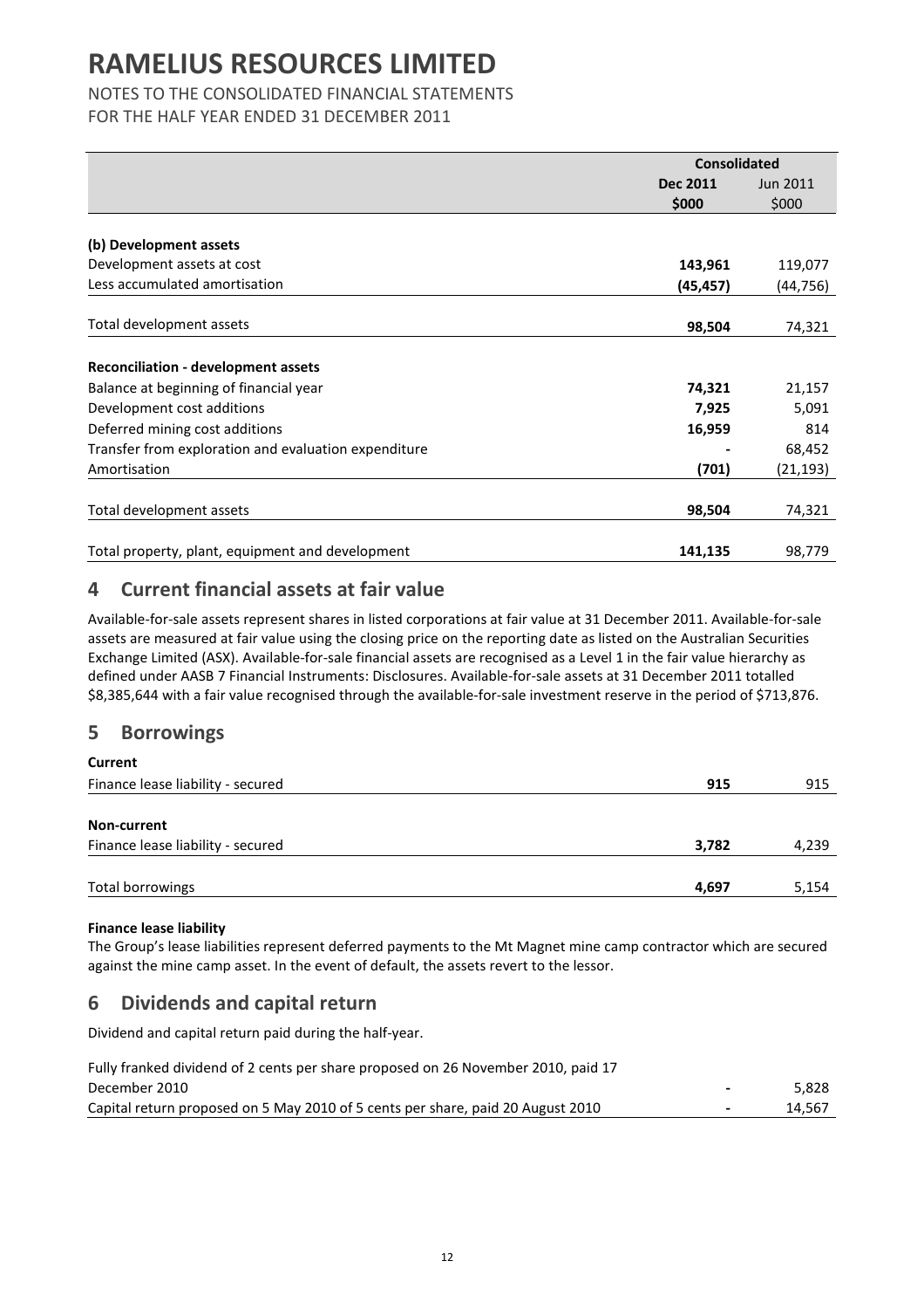# RAMELIUS RESOURCES LIMITED

NOTES TO THE CONSOLIDATED FINANCIAL STATEMENTS
FOR THE HALF YEAR ENDED 31 DECEMBER 2011

| | Consolidated | |
|---|---|---|
| | **Dec 2011** | Jun 2011 |
| | **$000** | $000 |
| **(b) Development assets** | | |
| Development assets at cost | **143,961** | 119,077 |
| Less accumulated amortisation | **(45,457)** | (44,756) |
| Total development assets | **98,504** | 74,321 |
| **Reconciliation - development assets** | | |
| Balance at beginning of financial year | **74,321** | 21,157 |
| Development cost additions | **7,925** | 5,091 |
| Deferred mining cost additions | **16,959** | 814 |
| Transfer from exploration and evaluation expenditure | **-** | 68,452 |
| Amortisation | **(701)** | (21,193) |
| Total development assets | **98,504** | 74,321 |
| Total property, plant, equipment and development | **141,135** | 98,779 |

## 4 Current financial assets at fair value

Available-for-sale assets represent shares in listed corporations at fair value at 31 December 2011. Available-for-sale assets are measured at fair value using the closing price on the reporting date as listed on the Australian Securities Exchange Limited (ASX). Available-for-sale financial assets are recognised as a Level 1 in the fair value hierarchy as defined under AASB 7 Financial Instruments: Disclosures. Available-for-sale assets at 31 December 2011 totalled $8,385,644 with a fair value recognised through the available-for-sale investment reserve in the period of $713,876.

## 5 Borrowings

| | Dec 2011 | Jun 2011 |
|---|---|---|
| **Current** | | |
| Finance lease liability - secured | **915** | 915 |
| **Non-current** | | |
| Finance lease liability - secured | **3,782** | 4,239 |
| Total borrowings | **4,697** | 5,154 |

**Finance lease liability**

The Group's lease liabilities represent deferred payments to the Mt Magnet mine camp contractor which are secured against the mine camp asset. In the event of default, the assets revert to the lessor.

## 6 Dividends and capital return

Dividend and capital return paid during the half-year.

| | Dec 2011 | Jun 2011 |
|---|---|---|
| Fully franked dividend of 2 cents per share proposed on 26 November 2010, paid 17 December 2010 | **-** | 5,828 |
| Capital return proposed on 5 May 2010 of 5 cents per share, paid 20 August 2010 | **-** | 14,567 |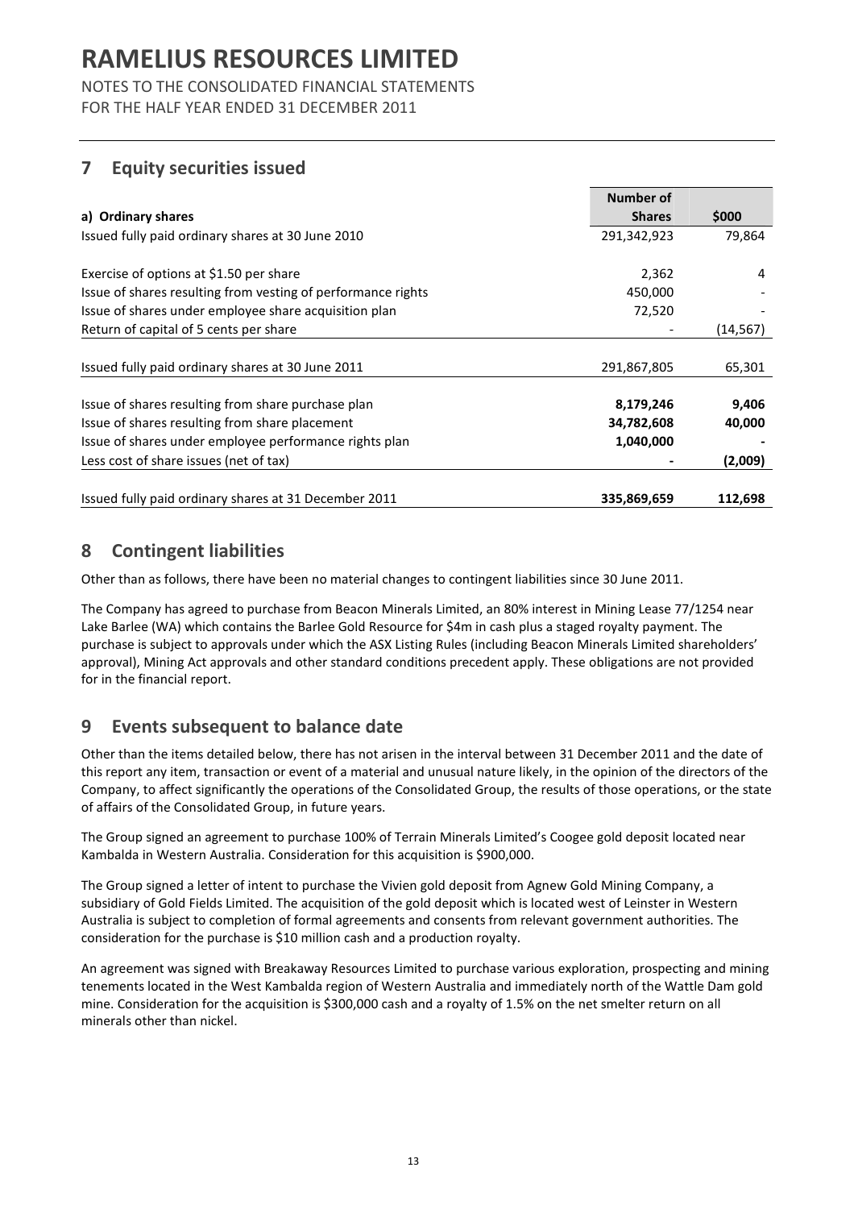# RAMELIUS RESOURCES LIMITED

NOTES TO THE CONSOLIDATED FINANCIAL STATEMENTS
FOR THE HALF YEAR ENDED 31 DECEMBER 2011

## 7 Equity securities issued

| a) Ordinary shares | Number of Shares | $000 |
|---|---|---|
| Issued fully paid ordinary shares at 30 June 2010 | 291,342,923 | 79,864 |
| Exercise of options at $1.50 per share | 2,362 | 4 |
| Issue of shares resulting from vesting of performance rights | 450,000 | - |
| Issue of shares under employee share acquisition plan | 72,520 | - |
| Return of capital of 5 cents per share | - | (14,567) |
| Issued fully paid ordinary shares at 30 June 2011 | 291,867,805 | 65,301 |
| Issue of shares resulting from share purchase plan | **8,179,246** | **9,406** |
| Issue of shares resulting from share placement | **34,782,608** | **40,000** |
| Issue of shares under employee performance rights plan | **1,040,000** | **-** |
| Less cost of share issues (net of tax) | **-** | **(2,009)** |
| Issued fully paid ordinary shares at 31 December 2011 | **335,869,659** | **112,698** |

## 8 Contingent liabilities

Other than as follows, there have been no material changes to contingent liabilities since 30 June 2011.

The Company has agreed to purchase from Beacon Minerals Limited, an 80% interest in Mining Lease 77/1254 near Lake Barlee (WA) which contains the Barlee Gold Resource for $4m in cash plus a staged royalty payment. The purchase is subject to approvals under which the ASX Listing Rules (including Beacon Minerals Limited shareholders' approval), Mining Act approvals and other standard conditions precedent apply. These obligations are not provided for in the financial report.

## 9 Events subsequent to balance date

Other than the items detailed below, there has not arisen in the interval between 31 December 2011 and the date of this report any item, transaction or event of a material and unusual nature likely, in the opinion of the directors of the Company, to affect significantly the operations of the Consolidated Group, the results of those operations, or the state of affairs of the Consolidated Group, in future years.

The Group signed an agreement to purchase 100% of Terrain Minerals Limited's Coogee gold deposit located near Kambalda in Western Australia. Consideration for this acquisition is $900,000.

The Group signed a letter of intent to purchase the Vivien gold deposit from Agnew Gold Mining Company, a subsidiary of Gold Fields Limited. The acquisition of the gold deposit which is located west of Leinster in Western Australia is subject to completion of formal agreements and consents from relevant government authorities. The consideration for the purchase is $10 million cash and a production royalty.

An agreement was signed with Breakaway Resources Limited to purchase various exploration, prospecting and mining tenements located in the West Kambalda region of Western Australia and immediately north of the Wattle Dam gold mine. Consideration for the acquisition is $300,000 cash and a royalty of 1.5% on the net smelter return on all minerals other than nickel.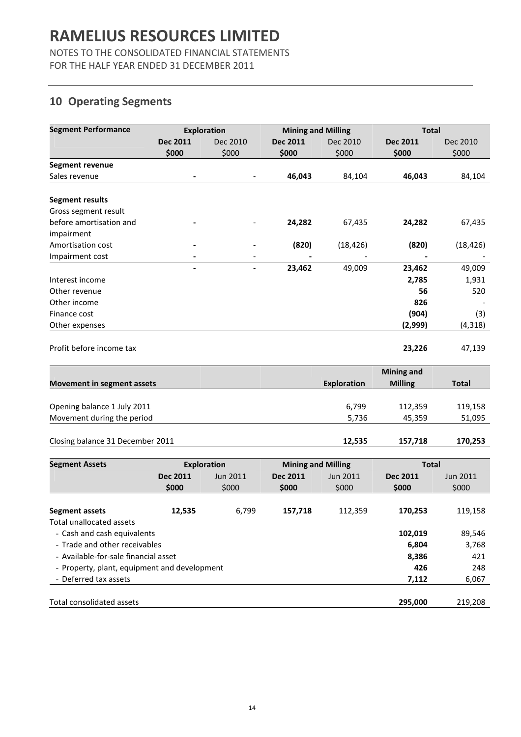# RAMELIUS RESOURCES LIMITED

NOTES TO THE CONSOLIDATED FINANCIAL STATEMENTS
FOR THE HALF YEAR ENDED 31 DECEMBER 2011

## 10 Operating Segments

| Segment Performance | Exploration | | Mining and Milling | | Total | |
|---|---|---|---|---|---|---|
| | **Dec 2011** | Dec 2010 | **Dec 2011** | Dec 2010 | **Dec 2011** | Dec 2010 |
| | **$000** | $000 | **$000** | $000 | **$000** | $000 |
| **Segment revenue** | | | | | | |
| Sales revenue | **-** | - | **46,043** | 84,104 | **46,043** | 84,104 |
| **Segment results** | | | | | | |
| Gross segment result before amortisation and impairment | **-** | - | **24,282** | 67,435 | **24,282** | 67,435 |
| Amortisation cost | **-** | - | **(820)** | (18,426) | **(820)** | (18,426) |
| Impairment cost | **-** | - | **-** | - | **-** | - |
| | **-** | - | **23,462** | 49,009 | **23,462** | 49,009 |
| Interest income | | | | | **2,785** | 1,931 |
| Other revenue | | | | | **56** | 520 |
| Other income | | | | | **826** | - |
| Finance cost | | | | | **(904)** | (3) |
| Other expenses | | | | | **(2,999)** | (4,318) |
| Profit before income tax | | | | | **23,226** | 47,139 |

| Movement in segment assets | Exploration | Mining and Milling | Total |
|---|---|---|---|
| Opening balance 1 July 2011 | 6,799 | 112,359 | 119,158 |
| Movement during the period | 5,736 | 45,359 | 51,095 |
| Closing balance 31 December 2011 | **12,535** | **157,718** | **170,253** |

| Segment Assets | Exploration | | Mining and Milling | | Total | |
|---|---|---|---|---|---|---|
| | **Dec 2011** | Jun 2011 | **Dec 2011** | Jun 2011 | **Dec 2011** | Jun 2011 |
| | **$000** | $000 | **$000** | $000 | **$000** | $000 |
| **Segment assets** | **12,535** | 6,799 | **157,718** | 112,359 | **170,253** | 119,158 |
| Total unallocated assets | | | | | | |
| - Cash and cash equivalents | | | | | **102,019** | 89,546 |
| - Trade and other receivables | | | | | **6,804** | 3,768 |
| - Available-for-sale financial asset | | | | | **8,386** | 421 |
| - Property, plant, equipment and development | | | | | **426** | 248 |
| - Deferred tax assets | | | | | **7,112** | 6,067 |
| Total consolidated assets | | | | | **295,000** | 219,208 |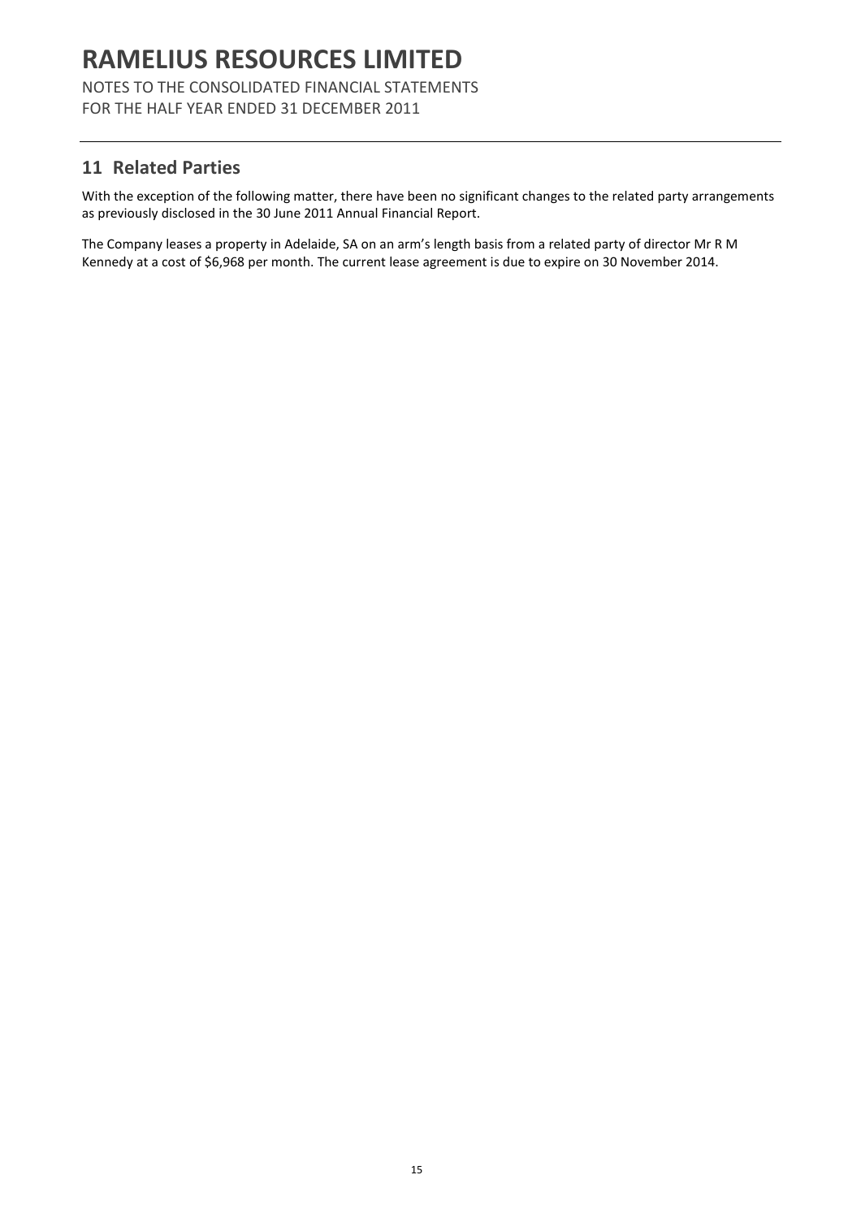## 11 Related Parties

With the exception of the following matter, there have been no significant changes to the related party arrangements as previously disclosed in the 30 June 2011 Annual Financial Report.

The Company leases a property in Adelaide, SA on an arm's length basis from a related party of director Mr R M Kennedy at a cost of $6,968 per month. The current lease agreement is due to expire on 30 November 2014.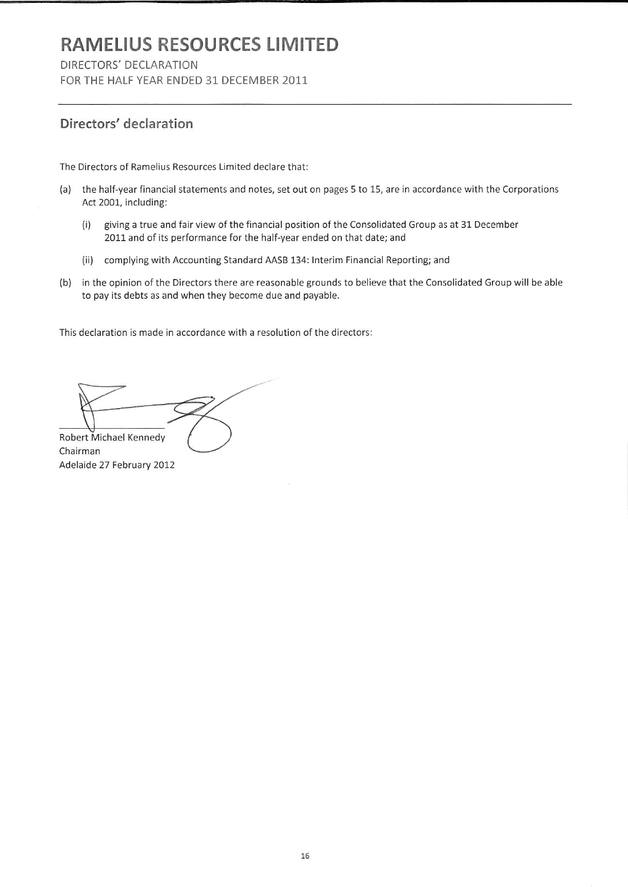# RAMELIUS RESOURCES LIMITED

DIRECTORS' DECLARATION

FOR THE HALF YEAR ENDED 31 DECEMBER 2011

## Directors' declaration

The Directors of Ramelius Resources Limited declare that:

(a) the half-year financial statements and notes, set out on pages 5 to 15, are in accordance with the Corporations Act 2001, including:

   (i) giving a true and fair view of the financial position of the Consolidated Group as at 31 December 2011 and of its performance for the half-year ended on that date; and

   (ii) complying with Accounting Standard AASB 134: Interim Financial Reporting; and

(b) in the opinion of the Directors there are reasonable grounds to believe that the Consolidated Group will be able to pay its debts as and when they become due and payable.

This declaration is made in accordance with a resolution of the directors:

Robert Michael Kennedy
Chairman
Adelaide 27 February 2012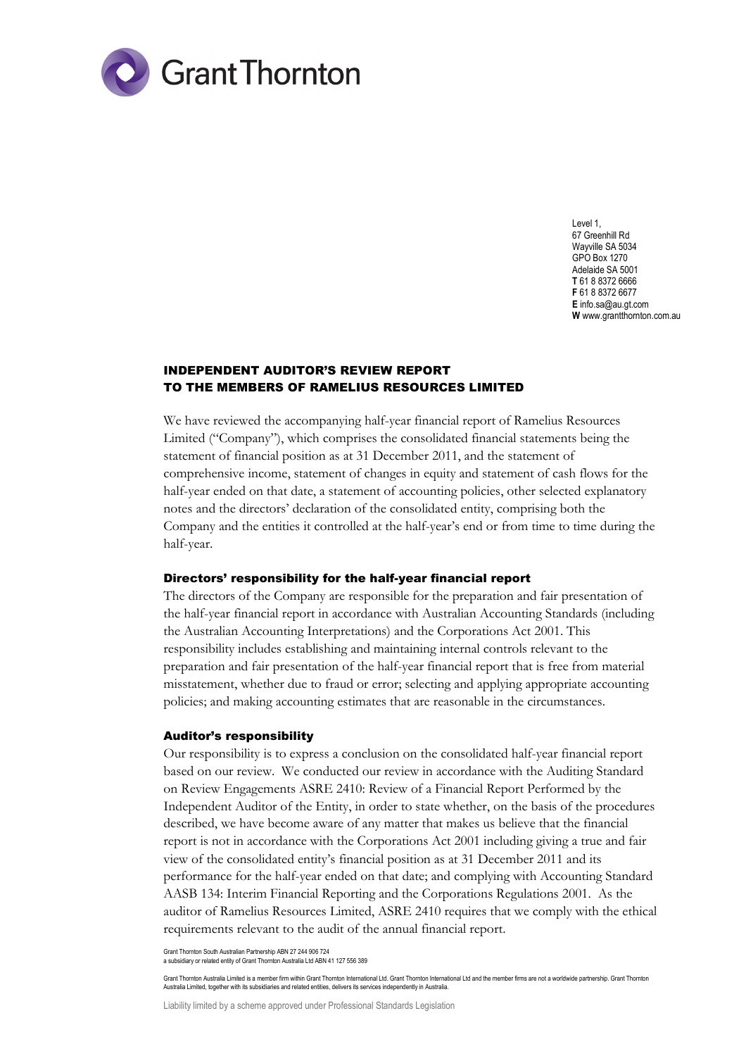Grant Thornton

Level 1,
67 Greenhill Rd
Wayville SA 5034
GPO Box 1270
Adelaide SA 5001
**T** 61 8 8372 6666
**F** 61 8 8372 6677
**E** info.sa@au.gt.com
**W** www.grantthornton.com.au

# INDEPENDENT AUDITOR'S REVIEW REPORT TO THE MEMBERS OF RAMELIUS RESOURCES LIMITED

We have reviewed the accompanying half-year financial report of Ramelius Resources Limited ("Company"), which comprises the consolidated financial statements being the statement of financial position as at 31 December 2011, and the statement of comprehensive income, statement of changes in equity and statement of cash flows for the half-year ended on that date, a statement of accounting policies, other selected explanatory notes and the directors' declaration of the consolidated entity, comprising both the Company and the entities it controlled at the half-year's end or from time to time during the half-year.

## Directors' responsibility for the half-year financial report

The directors of the Company are responsible for the preparation and fair presentation of the half-year financial report in accordance with Australian Accounting Standards (including the Australian Accounting Interpretations) and the Corporations Act 2001. This responsibility includes establishing and maintaining internal controls relevant to the preparation and fair presentation of the half-year financial report that is free from material misstatement, whether due to fraud or error; selecting and applying appropriate accounting policies; and making accounting estimates that are reasonable in the circumstances.

## Auditor's responsibility

Our responsibility is to express a conclusion on the consolidated half-year financial report based on our review. We conducted our review in accordance with the Auditing Standard on Review Engagements ASRE 2410: Review of a Financial Report Performed by the Independent Auditor of the Entity, in order to state whether, on the basis of the procedures described, we have become aware of any matter that makes us believe that the financial report is not in accordance with the Corporations Act 2001 including giving a true and fair view of the consolidated entity's financial position as at 31 December 2011 and its performance for the half-year ended on that date; and complying with Accounting Standard AASB 134: Interim Financial Reporting and the Corporations Regulations 2001. As the auditor of Ramelius Resources Limited, ASRE 2410 requires that we comply with the ethical requirements relevant to the audit of the annual financial report.

Grant Thornton South Australian Partnership ABN 27 244 906 724
a subsidiary or related entity of Grant Thornton Australia Ltd ABN 41 127 556 389

Grant Thornton Australia Limited is a member firm within Grant Thornton International Ltd. Grant Thornton International Ltd and the member firms are not a worldwide partnership. Grant Thornton Australia Limited, together with its subsidiaries and related entities, delivers its services independently in Australia.

Liability limited by a scheme approved under Professional Standards Legislation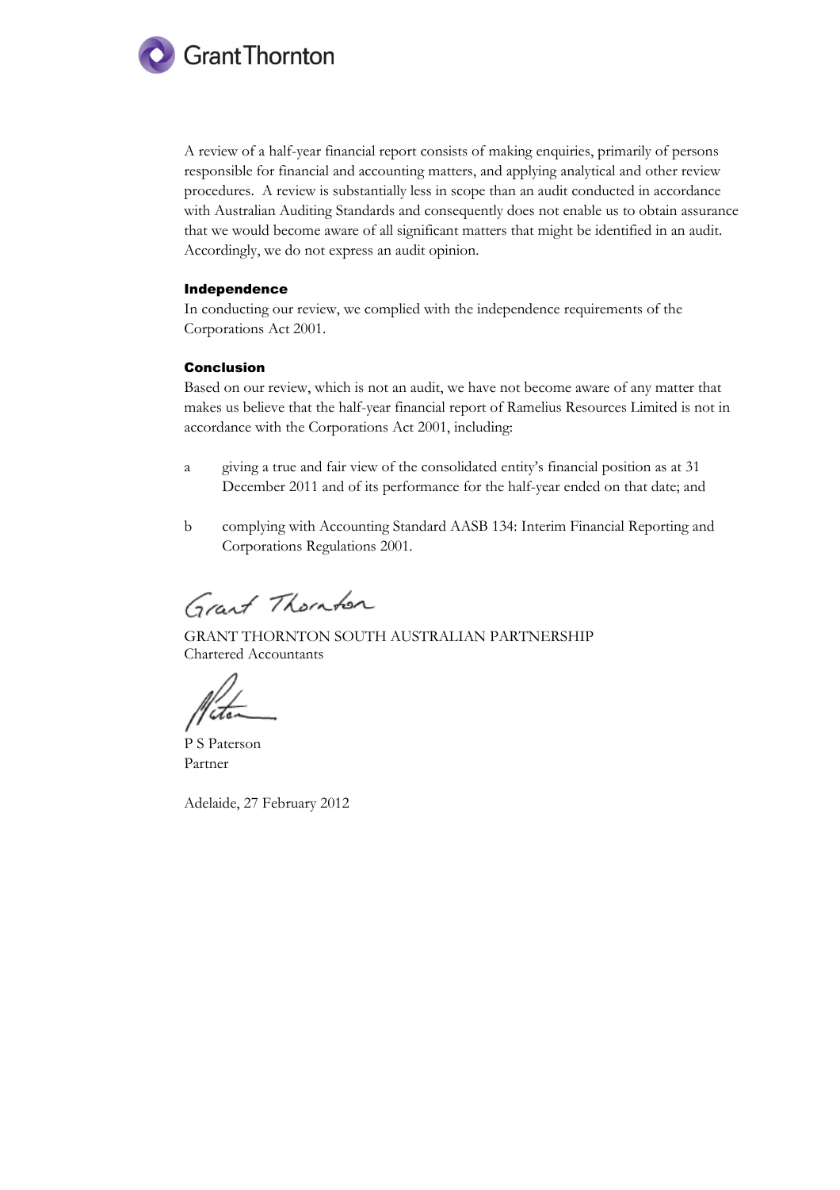A review of a half-year financial report consists of making enquiries, primarily of persons responsible for financial and accounting matters, and applying analytical and other review procedures. A review is substantially less in scope than an audit conducted in accordance with Australian Auditing Standards and consequently does not enable us to obtain assurance that we would become aware of all significant matters that might be identified in an audit. Accordingly, we do not express an audit opinion.

**Independence**

In conducting our review, we complied with the independence requirements of the Corporations Act 2001.

**Conclusion**

Based on our review, which is not an audit, we have not become aware of any matter that makes us believe that the half-year financial report of Ramelius Resources Limited is not in accordance with the Corporations Act 2001, including:

a giving a true and fair view of the consolidated entity's financial position as at 31 December 2011 and of its performance for the half-year ended on that date; and

b complying with Accounting Standard AASB 134: Interim Financial Reporting and Corporations Regulations 2001.

GRANT THORNTON SOUTH AUSTRALIAN PARTNERSHIP
Chartered Accountants

P S Paterson
Partner

Adelaide, 27 February 2012